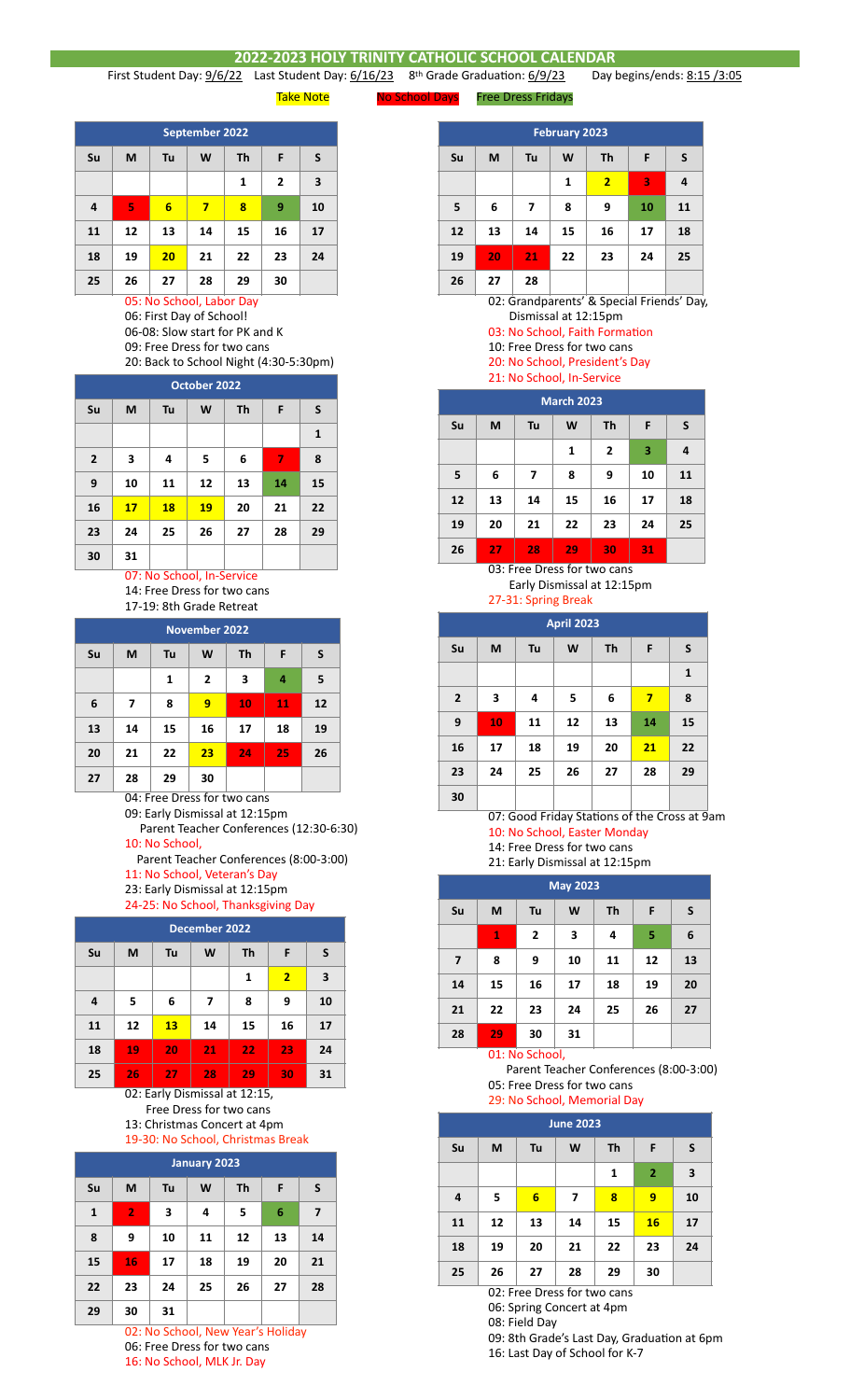# 2022-2023 HOLY TRINITY CATHOLIC SCHOOL CALENDAR

First Student Day: 9/6/22 Last Student Day: 6/16/23 8th Grade Graduation: 6/9/23 Day begins/ends: 8:15 /3:05

Take Note No School Days Free Dress Fridays

## September 2022

| Su | M | Tu | W | Th | F | S |
|---|---|---|---|---|---|---|
| | | | | 1 | 2 | 3 |
| 4 | 5 | 6 | 7 | 8 | 9 | 10 |
| 11 | 12 | 13 | 14 | 15 | 16 | 17 |
| 18 | 19 | 20 | 21 | 22 | 23 | 24 |
| 25 | 26 | 27 | 28 | 29 | 30 | |

05: No School, Labor Day
06: First Day of School!
06-08: Slow start for PK and K
09: Free Dress for two cans
20: Back to School Night (4:30-5:30pm)

## October 2022

| Su | M | Tu | W | Th | F | S |
|---|---|---|---|---|---|---|
| | | | | | | 1 |
| 2 | 3 | 4 | 5 | 6 | 7 | 8 |
| 9 | 10 | 11 | 12 | 13 | 14 | 15 |
| 16 | 17 | 18 | 19 | 20 | 21 | 22 |
| 23 | 24 | 25 | 26 | 27 | 28 | 29 |
| 30 | 31 | | | | | |

07: No School, In-Service
14: Free Dress for two cans
17-19: 8th Grade Retreat

## November 2022

| Su | M | Tu | W | Th | F | S |
|---|---|---|---|---|---|---|
| | | 1 | 2 | 3 | 4 | 5 |
| 6 | 7 | 8 | 9 | 10 | 11 | 12 |
| 13 | 14 | 15 | 16 | 17 | 18 | 19 |
| 20 | 21 | 22 | 23 | 24 | 25 | 26 |
| 27 | 28 | 29 | 30 | | | |

04: Free Dress for two cans
09: Early Dismissal at 12:15pm
Parent Teacher Conferences (12:30-6:30)
10: No School,
Parent Teacher Conferences (8:00-3:00)
11: No School, Veteran's Day
23: Early Dismissal at 12:15pm
24-25: No School, Thanksgiving Day

## December 2022

| Su | M | Tu | W | Th | F | S |
|---|---|---|---|---|---|---|
| | | | | 1 | 2 | 3 |
| 4 | 5 | 6 | 7 | 8 | 9 | 10 |
| 11 | 12 | 13 | 14 | 15 | 16 | 17 |
| 18 | 19 | 20 | 21 | 22 | 23 | 24 |
| 25 | 26 | 27 | 28 | 29 | 30 | 31 |

02: Early Dismissal at 12:15,
Free Dress for two cans
13: Christmas Concert at 4pm
19-30: No School, Christmas Break

## January 2023

| Su | M | Tu | W | Th | F | S |
|---|---|---|---|---|---|---|
| 1 | 2 | 3 | 4 | 5 | 6 | 7 |
| 8 | 9 | 10 | 11 | 12 | 13 | 14 |
| 15 | 16 | 17 | 18 | 19 | 20 | 21 |
| 22 | 23 | 24 | 25 | 26 | 27 | 28 |
| 29 | 30 | 31 | | | | |

02: No School, New Year's Holiday
06: Free Dress for two cans
16: No School, MLK Jr. Day

## February 2023

| Su | M | Tu | W | Th | F | S |
|---|---|---|---|---|---|---|
| | | | 1 | 2 | 3 | 4 |
| 5 | 6 | 7 | 8 | 9 | 10 | 11 |
| 12 | 13 | 14 | 15 | 16 | 17 | 18 |
| 19 | 20 | 21 | 22 | 23 | 24 | 25 |
| 26 | 27 | 28 | | | | |

02: Grandparents' & Special Friends' Day,
Dismissal at 12:15pm
03: No School, Faith Formation
10: Free Dress for two cans
20: No School, President's Day
21: No School, In-Service

## March 2023

| Su | M | Tu | W | Th | F | S |
|---|---|---|---|---|---|---|
| | | | 1 | 2 | 3 | 4 |
| 5 | 6 | 7 | 8 | 9 | 10 | 11 |
| 12 | 13 | 14 | 15 | 16 | 17 | 18 |
| 19 | 20 | 21 | 22 | 23 | 24 | 25 |
| 26 | 27 | 28 | 29 | 30 | 31 | |

03: Free Dress for two cans
Early Dismissal at 12:15pm
27-31: Spring Break

## April 2023

| Su | M | Tu | W | Th | F | S |
|---|---|---|---|---|---|---|
| | | | | | | 1 |
| 2 | 3 | 4 | 5 | 6 | 7 | 8 |
| 9 | 10 | 11 | 12 | 13 | 14 | 15 |
| 16 | 17 | 18 | 19 | 20 | 21 | 22 |
| 23 | 24 | 25 | 26 | 27 | 28 | 29 |
| 30 | | | | | | |

07: Good Friday Stations of the Cross at 9am
10: No School, Easter Monday
14: Free Dress for two cans
21: Early Dismissal at 12:15pm

## May 2023

| Su | M | Tu | W | Th | F | S |
|---|---|---|---|---|---|---|
| | 1 | 2 | 3 | 4 | 5 | 6 |
| 7 | 8 | 9 | 10 | 11 | 12 | 13 |
| 14 | 15 | 16 | 17 | 18 | 19 | 20 |
| 21 | 22 | 23 | 24 | 25 | 26 | 27 |
| 28 | 29 | 30 | 31 | | | |

01: No School,
Parent Teacher Conferences (8:00-3:00)
05: Free Dress for two cans
29: No School, Memorial Day

## June 2023

| Su | M | Tu | W | Th | F | S |
|---|---|---|---|---|---|---|
| | | | | 1 | 2 | 3 |
| 4 | 5 | 6 | 7 | 8 | 9 | 10 |
| 11 | 12 | 13 | 14 | 15 | 16 | 17 |
| 18 | 19 | 20 | 21 | 22 | 23 | 24 |
| 25 | 26 | 27 | 28 | 29 | 30 | |

02: Free Dress for two cans
06: Spring Concert at 4pm
08: Field Day
09: 8th Grade's Last Day, Graduation at 6pm
16: Last Day of School for K-7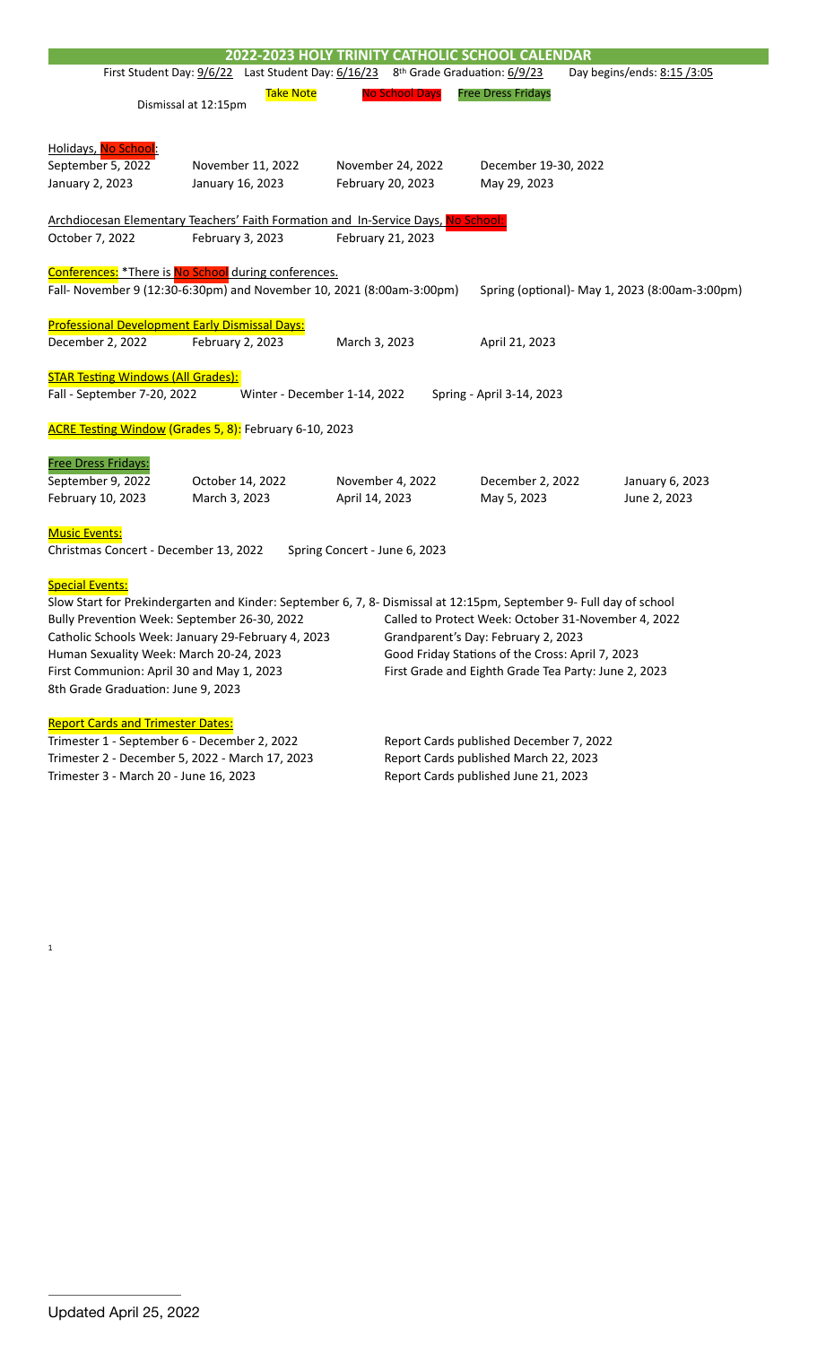# 2022-2023 HOLY TRINITY CATHOLIC SCHOOL CALENDAR

First Student Day: 9/6/22 Last Student Day: 6/16/23 8th Grade Graduation: 6/9/23 Day begins/ends: 8:15 /3:05

Dismissal at 12:15pm Take Note No School Days Free Dress Fridays

**Holidays, No School:**

| | | | |
|---|---|---|---|
| September 5, 2022 | November 11, 2022 | November 24, 2022 | December 19-30, 2022 |
| January 2, 2023 | January 16, 2023 | February 20, 2023 | May 29, 2023 |

**Archdiocesan Elementary Teachers' Faith Formation and In-Service Days, No School:**

| | | |
|---|---|---|
| October 7, 2022 | February 3, 2023 | February 21, 2023 |

**Conferences:** *There is No School during conferences.

Fall- November 9 (12:30-6:30pm) and November 10, 2021 (8:00am-3:00pm) Spring (optional)- May 1, 2023 (8:00am-3:00pm)

**Professional Development Early Dismissal Days:**

| | | | |
|---|---|---|---|
| December 2, 2022 | February 2, 2023 | March 3, 2023 | April 21, 2023 |

**STAR Testing Windows (All Grades):**

Fall - September 7-20, 2022 Winter - December 1-14, 2022 Spring - April 3-14, 2023

**ACRE Testing Window (Grades 5, 8):** February 6-10, 2023

**Free Dress Fridays:**

| | | | | |
|---|---|---|---|---|
| September 9, 2022 | October 14, 2022 | November 4, 2022 | December 2, 2022 | January 6, 2023 |
| February 10, 2023 | March 3, 2023 | April 14, 2023 | May 5, 2023 | June 2, 2023 |

**Music Events:**

Christmas Concert - December 13, 2022 Spring Concert - June 6, 2023

**Special Events:**

Slow Start for Prekindergarten and Kinder: September 6, 7, 8- Dismissal at 12:15pm, September 9- Full day of school

Bully Prevention Week: September 26-30, 2022

Called to Protect Week: October 31-November 4, 2022

Catholic Schools Week: January 29-February 4, 2023

Grandparent's Day: February 2, 2023

Human Sexuality Week: March 20-24, 2023

Good Friday Stations of the Cross: April 7, 2023

First Communion: April 30 and May 1, 2023

First Grade and Eighth Grade Tea Party: June 2, 2023

8th Grade Graduation: June 9, 2023

**Report Cards and Trimester Dates:**

Trimester 1 - September 6 - December 2, 2022 Report Cards published December 7, 2022

Trimester 2 - December 5, 2022 - March 17, 2023 Report Cards published March 22, 2023

Trimester 3 - March 20 - June 16, 2023 Report Cards published June 21, 2023

Updated April 25, 2022